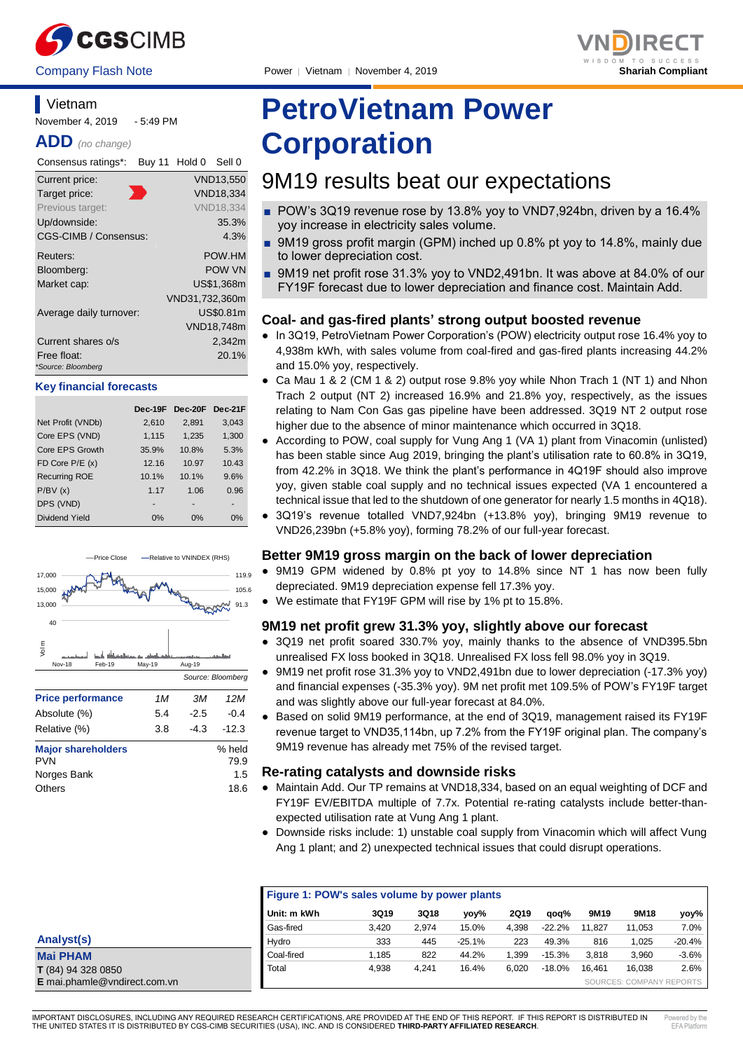CGS CIMB — Company Flash Note

Power | Vietnam | November 4, 2019

VNDIRECT — Shariah Compliant

Vietnam

November 4, 2019 - 5:49 PM

## ADD *(no change)*

| Consensus ratings*: | Buy 11 Hold 0 Sell 0 |
|---|---|
| Current price: | VND13,550 |
| Target price: | VND18,334 |
| Previous target: | VND18,334 |
| Up/downside: | 35.3% |
| CGS-CIMB / Consensus: | 4.3% |
| Reuters: | POW.HM |
| Bloomberg: | POW VN |
| Market cap: | US$1,368m |
| | VND31,732,360m |
| Average daily turnover: | US$0.81m |
| | VND18,748m |
| Current shares o/s | 2,342m |
| Free float: | 20.1% |

*Source: Bloomberg

### Key financial forecasts

| | Dec-19F | Dec-20F | Dec-21F |
|---|---|---|---|
| Net Profit (VNDb) | 2,610 | 2,891 | 3,043 |
| Core EPS (VND) | 1,115 | 1,235 | 1,300 |
| Core EPS Growth | 35.9% | 10.8% | 5.3% |
| FD Core P/E (x) | 12.16 | 10.97 | 10.43 |
| Recurring ROE | 10.1% | 10.1% | 9.6% |
| P/BV (x) | 1.17 | 1.06 | 0.96 |
| DPS (VND) | - | - | - |
| Dividend Yield | 0% | 0% | 0% |

Source: Bloomberg

| Price performance | 1M | 3M | 12M |
|---|---|---|---|
| Absolute (%) | 5.4 | -2.5 | -0.4 |
| Relative (%) | 3.8 | -4.3 | -12.3 |

| Major shareholders | % held |
|---|---|
| PVN | 79.9 |
| Norges Bank | 1.5 |
| Others | 18.6 |

**Analyst(s)**

**Mai PHAM**
**T** (84) 94 328 0850
**E** mai.phamle@vndirect.com.vn

# PetroVietnam Power Corporation

## 9M19 results beat our expectations

- POW's 3Q19 revenue rose by 13.8% yoy to VND7,924bn, driven by a 16.4% yoy increase in electricity sales volume.
- 9M19 gross profit margin (GPM) inched up 0.8% pt yoy to 14.8%, mainly due to lower depreciation cost.
- 9M19 net profit rose 31.3% yoy to VND2,491bn. It was above at 84.0% of our FY19F forecast due to lower depreciation and finance cost. Maintain Add.

### Coal- and gas-fired plants' strong output boosted revenue

- In 3Q19, PetroVietnam Power Corporation's (POW) electricity output rose 16.4% yoy to 4,938m kWh, with sales volume from coal-fired and gas-fired plants increasing 44.2% and 15.0% yoy, respectively.
- Ca Mau 1 & 2 (CM 1 & 2) output rose 9.8% yoy while Nhon Trach 1 (NT 1) and Nhon Trach 2 output (NT 2) increased 16.9% and 21.8% yoy, respectively, as the issues relating to Nam Con Gas gas pipeline have been addressed. 3Q19 NT 2 output rose higher due to the absence of minor maintenance which occurred in 3Q18.
- According to POW, coal supply for Vung Ang 1 (VA 1) plant from Vinacomin (unlisted) has been stable since Aug 2019, bringing the plant's utilisation rate to 60.8% in 3Q19, from 42.2% in 3Q18. We think the plant's performance in 4Q19F should also improve yoy, given stable coal supply and no technical issues expected (VA 1 encountered a technical issue that led to the shutdown of one generator for nearly 1.5 months in 4Q18).
- 3Q19's revenue totalled VND7,924bn (+13.8% yoy), bringing 9M19 revenue to VND26,239bn (+5.8% yoy), forming 78.2% of our full-year forecast.

### Better 9M19 gross margin on the back of lower depreciation

- 9M19 GPM widened by 0.8% pt yoy to 14.8% since NT 1 has now been fully depreciated. 9M19 depreciation expense fell 17.3% yoy.
- We estimate that FY19F GPM will rise by 1% pt to 15.8%.

### 9M19 net profit grew 31.3% yoy, slightly above our forecast

- 3Q19 net profit soared 330.7% yoy, mainly thanks to the absence of VND395.5bn unrealised FX loss booked in 3Q18. Unrealised FX loss fell 98.0% yoy in 3Q19.
- 9M19 net profit rose 31.3% yoy to VND2,491bn due to lower depreciation (-17.3% yoy) and financial expenses (-35.3% yoy). 9M net profit met 109.5% of POW's FY19F target and was slightly above our full-year forecast at 84.0%.
- Based on solid 9M19 performance, at the end of 3Q19, management raised its FY19F revenue target to VND35,114bn, up 7.2% from the FY19F original plan. The company's 9M19 revenue has already met 75% of the revised target.

### Re-rating catalysts and downside risks

- Maintain Add. Our TP remains at VND18,334, based on an equal weighting of DCF and FY19F EV/EBITDA multiple of 7.7x. Potential re-rating catalysts include better-than-expected utilisation rate at Vung Ang 1 plant.
- Downside risks include: 1) unstable coal supply from Vinacomin which will affect Vung Ang 1 plant; and 2) unexpected technical issues that could disrupt operations.

**Figure 1: POW's sales volume by power plants**

| Unit: m kWh | 3Q19 | 3Q18 | yoy% | 2Q19 | qoq% | 9M19 | 9M18 | yoy% |
|---|---|---|---|---|---|---|---|---|
| Gas-fired | 3,420 | 2,974 | 15.0% | 4,398 | -22.2% | 11,827 | 11,053 | 7.0% |
| Hydro | 333 | 445 | -25.1% | 223 | 49.3% | 816 | 1,025 | -20.4% |
| Coal-fired | 1,185 | 822 | 44.2% | 1,399 | -15.3% | 3,818 | 3,960 | -3.6% |
| Total | 4,938 | 4,241 | 16.4% | 6,020 | -18.0% | 16,461 | 16,038 | 2.6% |

SOURCES: COMPANY REPORTS

IMPORTANT DISCLOSURES, INCLUDING ANY REQUIRED RESEARCH CERTIFICATIONS, ARE PROVIDED AT THE END OF THIS REPORT. IF THIS REPORT IS DISTRIBUTED IN THE UNITED STATES IT IS DISTRIBUTED BY CGS-CIMB SECURITIES (USA), INC. AND IS CONSIDERED **THIRD-PARTY AFFILIATED RESEARCH**.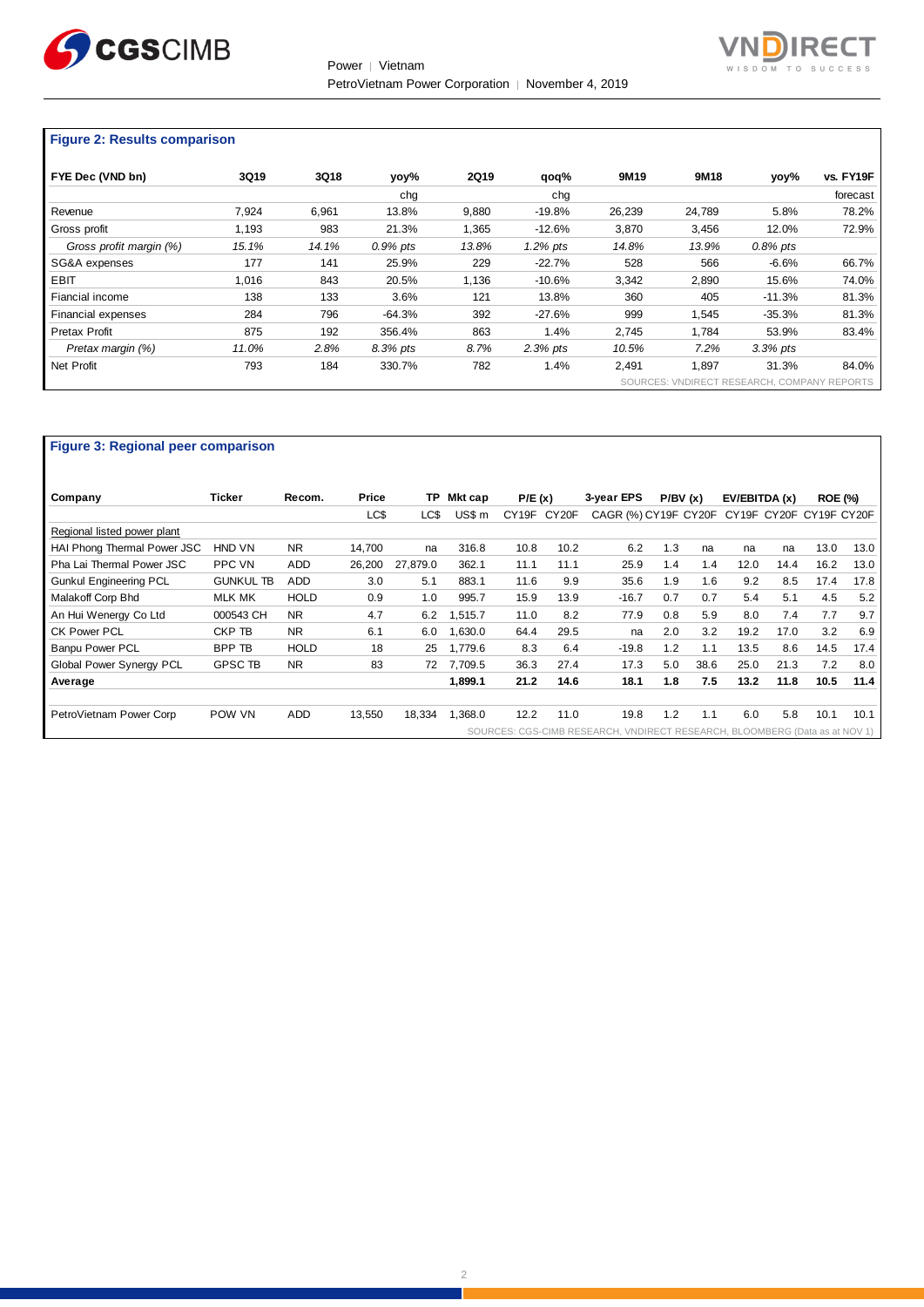## Figure 2: Results comparison

| FYE Dec (VND bn) | 3Q19 | 3Q18 | yoy% chg | 2Q19 | qoq% chg | 9M19 | 9M18 | yoy% | vs. FY19F forecast |
|---|---|---|---|---|---|---|---|---|---|
| Revenue | 7,924 | 6,961 | 13.8% | 9,880 | -19.8% | 26,239 | 24,789 | 5.8% | 78.2% |
| Gross profit | 1,193 | 983 | 21.3% | 1,365 | -12.6% | 3,870 | 3,456 | 12.0% | 72.9% |
| *Gross profit margin (%)* | *15.1%* | *14.1%* | *0.9% pts* | *13.8%* | *1.2% pts* | *14.8%* | *13.9%* | *0.8% pts* | |
| SG&A expenses | 177 | 141 | 25.9% | 229 | -22.7% | 528 | 566 | -6.6% | 66.7% |
| EBIT | 1,016 | 843 | 20.5% | 1,136 | -10.6% | 3,342 | 2,890 | 15.6% | 74.0% |
| Fiancial income | 138 | 133 | 3.6% | 121 | 13.8% | 360 | 405 | -11.3% | 81.3% |
| Financial expenses | 284 | 796 | -64.3% | 392 | -27.6% | 999 | 1,545 | -35.3% | 81.3% |
| Pretax Profit | 875 | 192 | 356.4% | 863 | 1.4% | 2,745 | 1,784 | 53.9% | 83.4% |
| *Pretax margin (%)* | *11.0%* | *2.8%* | *8.3% pts* | *8.7%* | *2.3% pts* | *10.5%* | *7.2%* | *3.3% pts* | |
| Net Profit | 793 | 184 | 330.7% | 782 | 1.4% | 2,491 | 1,897 | 31.3% | 84.0% |

SOURCES: VNDIRECT RESEARCH, COMPANY REPORTS

## Figure 3: Regional peer comparison

| Company | Ticker | Recom. | Price | TP | Mkt cap | P/E (x) | | 3-year EPS | P/BV (x) | | EV/EBITDA (x) | | ROE (%) | |
|---|---|---|---|---|---|---|---|---|---|---|---|---|---|---|
| | | | LC$ | LC$ | US$ m | CY19F | CY20F | CAGR (%) | CY19F | CY20F | CY19F | CY20F | CY19F | CY20F |
| Regional listed power plant | | | | | | | | | | | | | | |
| HAI Phong Thermal Power JSC | HND VN | NR | 14,700 | na | 316.8 | 10.8 | 10.2 | 6.2 | 1.3 | na | na | na | 13.0 | 13.0 |
| Pha Lai Thermal Power JSC | PPC VN | ADD | 26,200 | 27,879.0 | 362.1 | 11.1 | 11.1 | 25.9 | 1.4 | 1.4 | 12.0 | 14.4 | 16.2 | 13.0 |
| Gunkul Engineering PCL | GUNKUL TB | ADD | 3.0 | 5.1 | 883.1 | 11.6 | 9.9 | 35.6 | 1.9 | 1.6 | 9.2 | 8.5 | 17.4 | 17.8 |
| Malakoff Corp Bhd | MLK MK | HOLD | 0.9 | 1.0 | 995.7 | 15.9 | 13.9 | -16.7 | 0.7 | 0.7 | 5.4 | 5.1 | 4.5 | 5.2 |
| An Hui Wenergy Co Ltd | 000543 CH | NR | 4.7 | 6.2 | 1,515.7 | 11.0 | 8.2 | 77.9 | 0.8 | 5.9 | 8.0 | 7.4 | 7.7 | 9.7 |
| CK Power PCL | CKP TB | NR | 6.1 | 6.0 | 1,630.0 | 64.4 | 29.5 | na | 2.0 | 3.2 | 19.2 | 17.0 | 3.2 | 6.9 |
| Banpu Power PCL | BPP TB | HOLD | 18 | 25 | 1,779.6 | 8.3 | 6.4 | -19.8 | 1.2 | 1.1 | 13.5 | 8.6 | 14.5 | 17.4 |
| Global Power Synergy PCL | GPSC TB | NR | 83 | 72 | 7,709.5 | 36.3 | 27.4 | 17.3 | 5.0 | 38.6 | 25.0 | 21.3 | 7.2 | 8.0 |
| **Average** | | | | | **1,899.1** | **21.2** | **14.6** | **18.1** | **1.8** | **7.5** | **13.2** | **11.8** | **10.5** | **11.4** |
| PetroVietnam Power Corp | POW VN | ADD | 13,550 | 18,334 | 1,368.0 | 12.2 | 11.0 | 19.8 | 1.2 | 1.1 | 6.0 | 5.8 | 10.1 | 10.1 |

SOURCES: CGS-CIMB RESEARCH, VNDIRECT RESEARCH, BLOOMBERG (Data as at NOV 1)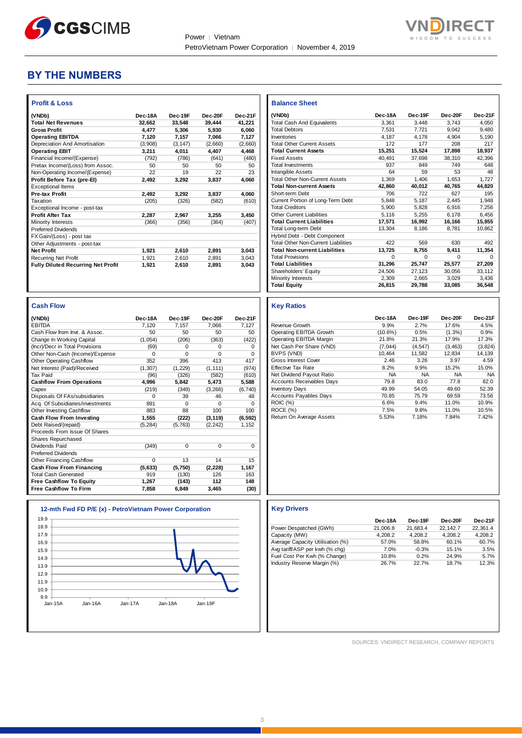## BY THE NUMBERS

### Profit & Loss

| (VNDb) | Dec-18A | Dec-19F | Dec-20F | Dec-21F |
|---|---|---|---|---|
| **Total Net Revenues** | **32,662** | **33,548** | **39,444** | **41,221** |
| **Gross Profit** | **4,477** | **5,306** | **5,930** | **6,060** |
| **Operating EBITDA** | **7,120** | **7,157** | **7,066** | **7,127** |
| Depreciation And Amortisation | (3,908) | (3,147) | (2,660) | (2,660) |
| **Operating EBIT** | **3,211** | **4,011** | **4,407** | **4,468** |
| Financial Income/(Expense) | (792) | (786) | (641) | (480) |
| Pretax Income/(Loss) from Assoc. | 50 | 50 | 50 | 50 |
| Non-Operating Income/(Expense) | 22 | 19 | 22 | 23 |
| **Profit Before Tax (pre-EI)** | **2,492** | **3,292** | **3,837** | **4,060** |
| Exceptional Items | | | | |
| **Pre-tax Profit** | **2,492** | **3,292** | **3,837** | **4,060** |
| Taxation | (205) | (326) | (582) | (610) |
| Exceptional Income - post-tax | | | | |
| **Profit After Tax** | **2,287** | **2,967** | **3,255** | **3,450** |
| Minority Interests | (366) | (356) | (364) | (407) |
| Preferred Dividends | | | | |
| FX Gain/(Loss) - post tax | | | | |
| Other Adjustments - post-tax | | | | |
| **Net Profit** | **1,921** | **2,610** | **2,891** | **3,043** |
| Recurring Net Profit | 1,921 | 2,610 | 2,891 | 3,043 |
| **Fully Diluted Recurring Net Profit** | **1,921** | **2,610** | **2,891** | **3,043** |

### Balance Sheet

| (VNDb) | Dec-18A | Dec-19F | Dec-20F | Dec-21F |
|---|---|---|---|---|
| Total Cash And Equivalents | 3,361 | 3,448 | 3,743 | 4,050 |
| Total Debtors | 7,531 | 7,721 | 9,042 | 9,480 |
| Inventories | 4,187 | 4,178 | 4,904 | 5,190 |
| Total Other Current Assets | 172 | 177 | 208 | 217 |
| **Total Current Assets** | **15,251** | **15,524** | **17,898** | **18,937** |
| Fixed Assets | 40,491 | 37,698 | 38,310 | 42,396 |
| Total Investments | 937 | 849 | 749 | 648 |
| Intangible Assets | 64 | 59 | 53 | 48 |
| Total Other Non-Current Assets | 1,369 | 1,406 | 1,653 | 1,727 |
| **Total Non-current Assets** | **42,860** | **40,012** | **40,765** | **44,820** |
| Short-term Debt | 706 | 722 | 627 | 195 |
| Current Portion of Long-Term Debt | 5,848 | 5,187 | 2,445 | 1,948 |
| Total Creditors | 5,900 | 5,828 | 6,916 | 7,256 |
| Other Current Liabilities | 5,116 | 5,255 | 6,178 | 6,456 |
| **Total Current Liabilities** | **17,571** | **16,992** | **16,166** | **15,855** |
| Total Long-term Debt | 13,304 | 8,186 | 8,781 | 10,862 |
| Hybrid Debt - Debt Component | | | | |
| Total Other Non-Current Liabilities | 422 | 569 | 630 | 492 |
| **Total Non-current Liabilities** | **13,725** | **8,755** | **9,411** | **11,354** |
| Total Provisions | 0 | 0 | 0 | 0 |
| **Total Liabilities** | **31,296** | **25,747** | **25,577** | **27,209** |
| Shareholders' Equity | 24,506 | 27,123 | 30,056 | 33,112 |
| Minority Interests | 2,309 | 2,665 | 3,029 | 3,436 |
| **Total Equity** | **26,815** | **29,788** | **33,085** | **36,548** |

### Cash Flow

| (VNDb) | Dec-18A | Dec-19F | Dec-20F | Dec-21F |
|---|---|---|---|---|
| EBITDA | 7,120 | 7,157 | 7,066 | 7,127 |
| Cash Flow from Invt. & Assoc. | 50 | 50 | 50 | 50 |
| Change In Working Capital | (1,054) | (206) | (363) | (422) |
| (Incr)/Decr in Total Provisions | (69) | 0 | 0 | 0 |
| Other Non-Cash (Income)/Expense | 0 | 0 | 0 | 0 |
| Other Operating Cashflow | 352 | 396 | 413 | 417 |
| Net Interest (Paid)/Received | (1,307) | (1,229) | (1,111) | (974) |
| Tax Paid | (96) | (326) | (582) | (610) |
| **Cashflow From Operations** | **4,996** | **5,842** | **5,473** | **5,588** |
| Capex | (219) | (349) | (3,266) | (6,740) |
| Disposals Of FAs/subsidiaries | 0 | 39 | 46 | 48 |
| Acq. Of Subsidiaries/investments | 891 | 0 | 0 | 0 |
| Other Investing Cashflow | 883 | 88 | 100 | 100 |
| **Cash Flow From Investing** | **1,555** | **(222)** | **(3,119)** | **(6,592)** |
| Debt Raised/(repaid) | (5,284) | (5,763) | (2,242) | 1,152 |
| Proceeds From Issue Of Shares | | | | |
| Shares Repurchased | | | | |
| Dividends Paid | (349) | 0 | 0 | 0 |
| Preferred Dividends | | | | |
| Other Financing Cashflow | 0 | 13 | 14 | 15 |
| **Cash Flow From Financing** | **(5,633)** | **(5,750)** | **(2,228)** | **1,167** |
| Total Cash Generated | 919 | (130) | 126 | 163 |
| **Free Cashflow To Equity** | **1,267** | **(143)** | **112** | **148** |
| **Free Cashflow To Firm** | **7,858** | **6,849** | **3,465** | **(30)** |

### Key Ratios

| | Dec-18A | Dec-19F | Dec-20F | Dec-21F |
|---|---|---|---|---|
| Revenue Growth | 9.9% | 2.7% | 17.6% | 4.5% |
| Operating EBITDA Growth | (10.6%) | 0.5% | (1.3%) | 0.9% |
| Operating EBITDA Margin | 21.8% | 21.3% | 17.9% | 17.3% |
| Net Cash Per Share (VND) | (7,044) | (4,547) | (3,463) | (3,824) |
| BVPS (VND) | 10,464 | 11,582 | 12,834 | 14,139 |
| Gross Interest Cover | 2.46 | 3.26 | 3.97 | 4.59 |
| Effective Tax Rate | 8.2% | 9.9% | 15.2% | 15.0% |
| Net Dividend Payout Ratio | NA | NA | NA | NA |
| Accounts Receivables Days | 79.8 | 83.0 | 77.8 | 82.0 |
| Inventory Days | 49.99 | 54.05 | 49.60 | 52.39 |
| Accounts Payables Days | 70.85 | 75.79 | 69.59 | 73.56 |
| ROIC (%) | 6.6% | 9.4% | 11.0% | 10.9% |
| ROCE (%) | 7.5% | 9.8% | 11.0% | 10.5% |
| Return On Average Assets | 5.53% | 7.18% | 7.84% | 7.42% |

### 12-mth Fwd FD P/E (x) - PetroVietnam Power Corporation

### Key Drivers

| | Dec-18A | Dec-19F | Dec-20F | Dec-21F |
|---|---|---|---|---|
| Power Despatched (GWh) | 21,006.8 | 21,683.4 | 22,142.7 | 22,361.4 |
| Capacity (MW) | 4,208.2 | 4,208.2 | 4,208.2 | 4,208.2 |
| Average Capacity Utilisation (%) | 57.0% | 58.8% | 60.1% | 60.7% |
| Avg tariff/ASP per kwh (% chg) | 7.0% | -0.3% | 15.1% | 3.5% |
| Fuel Cost Per Kwh (% Change) | 10.8% | 0.2% | 24.9% | 5.7% |
| Industry Reserve Margin (%) | 26.7% | 22.7% | 18.7% | 12.3% |

SOURCES: VNDIRECT RESEARCH, COMPANY REPORTS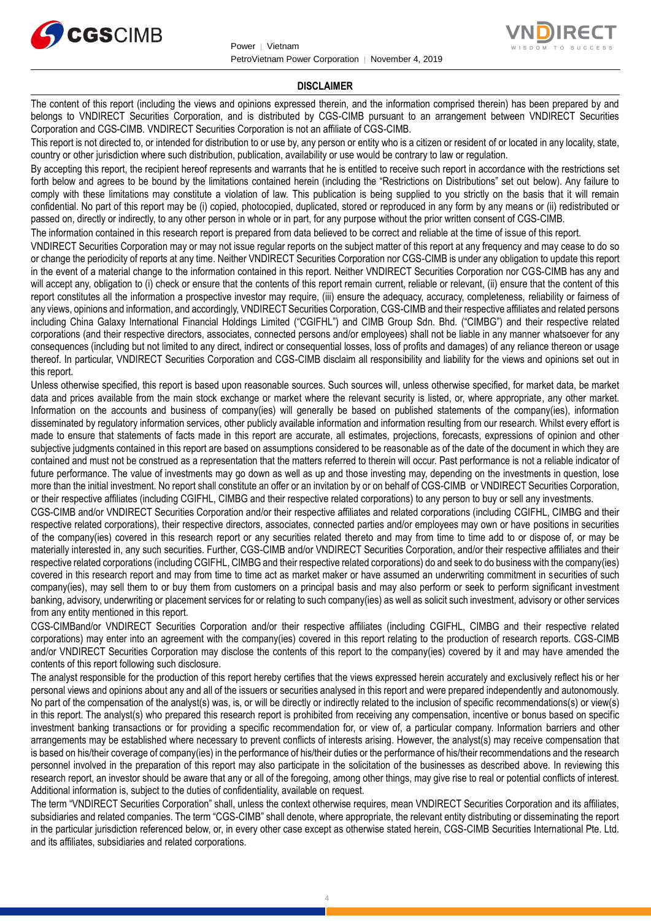## DISCLAIMER

The content of this report (including the views and opinions expressed therein, and the information comprised therein) has been prepared by and belongs to VNDIRECT Securities Corporation, and is distributed by CGS-CIMB pursuant to an arrangement between VNDIRECT Securities Corporation and CGS-CIMB. VNDIRECT Securities Corporation is not an affiliate of CGS-CIMB.

This report is not directed to, or intended for distribution to or use by, any person or entity who is a citizen or resident of or located in any locality, state, country or other jurisdiction where such distribution, publication, availability or use would be contrary to law or regulation.

By accepting this report, the recipient hereof represents and warrants that he is entitled to receive such report in accordance with the restrictions set forth below and agrees to be bound by the limitations contained herein (including the "Restrictions on Distributions" set out below). Any failure to comply with these limitations may constitute a violation of law. This publication is being supplied to you strictly on the basis that it will remain confidential. No part of this report may be (i) copied, photocopied, duplicated, stored or reproduced in any form by any means or (ii) redistributed or passed on, directly or indirectly, to any other person in whole or in part, for any purpose without the prior written consent of CGS-CIMB.

The information contained in this research report is prepared from data believed to be correct and reliable at the time of issue of this report.

VNDIRECT Securities Corporation may or may not issue regular reports on the subject matter of this report at any frequency and may cease to do so or change the periodicity of reports at any time. Neither VNDIRECT Securities Corporation nor CGS-CIMB is under any obligation to update this report in the event of a material change to the information contained in this report. Neither VNDIRECT Securities Corporation nor CGS-CIMB has any and will accept any, obligation to (i) check or ensure that the contents of this report remain current, reliable or relevant, (ii) ensure that the content of this report constitutes all the information a prospective investor may require, (iii) ensure the adequacy, accuracy, completeness, reliability or fairness of any views, opinions and information, and accordingly, VNDIRECT Securities Corporation, CGS-CIMB and their respective affiliates and related persons including China Galaxy International Financial Holdings Limited ("CGIFHL") and CIMB Group Sdn. Bhd. ("CIMBG") and their respective related corporations (and their respective directors, associates, connected persons and/or employees) shall not be liable in any manner whatsoever for any consequences (including but not limited to any direct, indirect or consequential losses, loss of profits and damages) of any reliance thereon or usage thereof. In particular, VNDIRECT Securities Corporation and CGS-CIMB disclaim all responsibility and liability for the views and opinions set out in this report.

Unless otherwise specified, this report is based upon reasonable sources. Such sources will, unless otherwise specified, for market data, be market data and prices available from the main stock exchange or market where the relevant security is listed, or, where appropriate, any other market. Information on the accounts and business of company(ies) will generally be based on published statements of the company(ies), information disseminated by regulatory information services, other publicly available information and information resulting from our research. Whilst every effort is made to ensure that statements of facts made in this report are accurate, all estimates, projections, forecasts, expressions of opinion and other subjective judgments contained in this report are based on assumptions considered to be reasonable as of the date of the document in which they are contained and must not be construed as a representation that the matters referred to therein will occur. Past performance is not a reliable indicator of future performance. The value of investments may go down as well as up and those investing may, depending on the investments in question, lose more than the initial investment. No report shall constitute an offer or an invitation by or on behalf of CGS-CIMB or VNDIRECT Securities Corporation, or their respective affiliates (including CGIFHL, CIMBG and their respective related corporations) to any person to buy or sell any investments.

CGS-CIMB and/or VNDIRECT Securities Corporation and/or their respective affiliates and related corporations (including CGIFHL, CIMBG and their respective related corporations), their respective directors, associates, connected parties and/or employees may own or have positions in securities of the company(ies) covered in this research report or any securities related thereto and may from time to time add to or dispose of, or may be materially interested in, any such securities. Further, CGS-CIMB and/or VNDIRECT Securities Corporation, and/or their respective affiliates and their respective related corporations (including CGIFHL, CIMBG and their respective related corporations) do and seek to do business with the company(ies) covered in this research report and may from time to time act as market maker or have assumed an underwriting commitment in securities of such company(ies), may sell them to or buy them from customers on a principal basis and may also perform or seek to perform significant investment banking, advisory, underwriting or placement services for or relating to such company(ies) as well as solicit such investment, advisory or other services from any entity mentioned in this report.

CGS-CIMBand/or VNDIRECT Securities Corporation and/or their respective affiliates (including CGIFHL, CIMBG and their respective related corporations) may enter into an agreement with the company(ies) covered in this report relating to the production of research reports. CGS-CIMB and/or VNDIRECT Securities Corporation may disclose the contents of this report to the company(ies) covered by it and may have amended the contents of this report following such disclosure.

The analyst responsible for the production of this report hereby certifies that the views expressed herein accurately and exclusively reflect his or her personal views and opinions about any and all of the issuers or securities analysed in this report and were prepared independently and autonomously. No part of the compensation of the analyst(s) was, is, or will be directly or indirectly related to the inclusion of specific recommendations(s) or view(s) in this report. The analyst(s) who prepared this research report is prohibited from receiving any compensation, incentive or bonus based on specific investment banking transactions or for providing a specific recommendation for, or view of, a particular company. Information barriers and other arrangements may be established where necessary to prevent conflicts of interests arising. However, the analyst(s) may receive compensation that is based on his/their coverage of company(ies) in the performance of his/their duties or the performance of his/their recommendations and the research personnel involved in the preparation of this report may also participate in the solicitation of the businesses as described above. In reviewing this research report, an investor should be aware that any or all of the foregoing, among other things, may give rise to real or potential conflicts of interest. Additional information is, subject to the duties of confidentiality, available on request.

The term "VNDIRECT Securities Corporation" shall, unless the context otherwise requires, mean VNDIRECT Securities Corporation and its affiliates, subsidiaries and related companies. The term "CGS-CIMB" shall denote, where appropriate, the relevant entity distributing or disseminating the report in the particular jurisdiction referenced below, or, in every other case except as otherwise stated herein, CGS-CIMB Securities International Pte. Ltd. and its affiliates, subsidiaries and related corporations.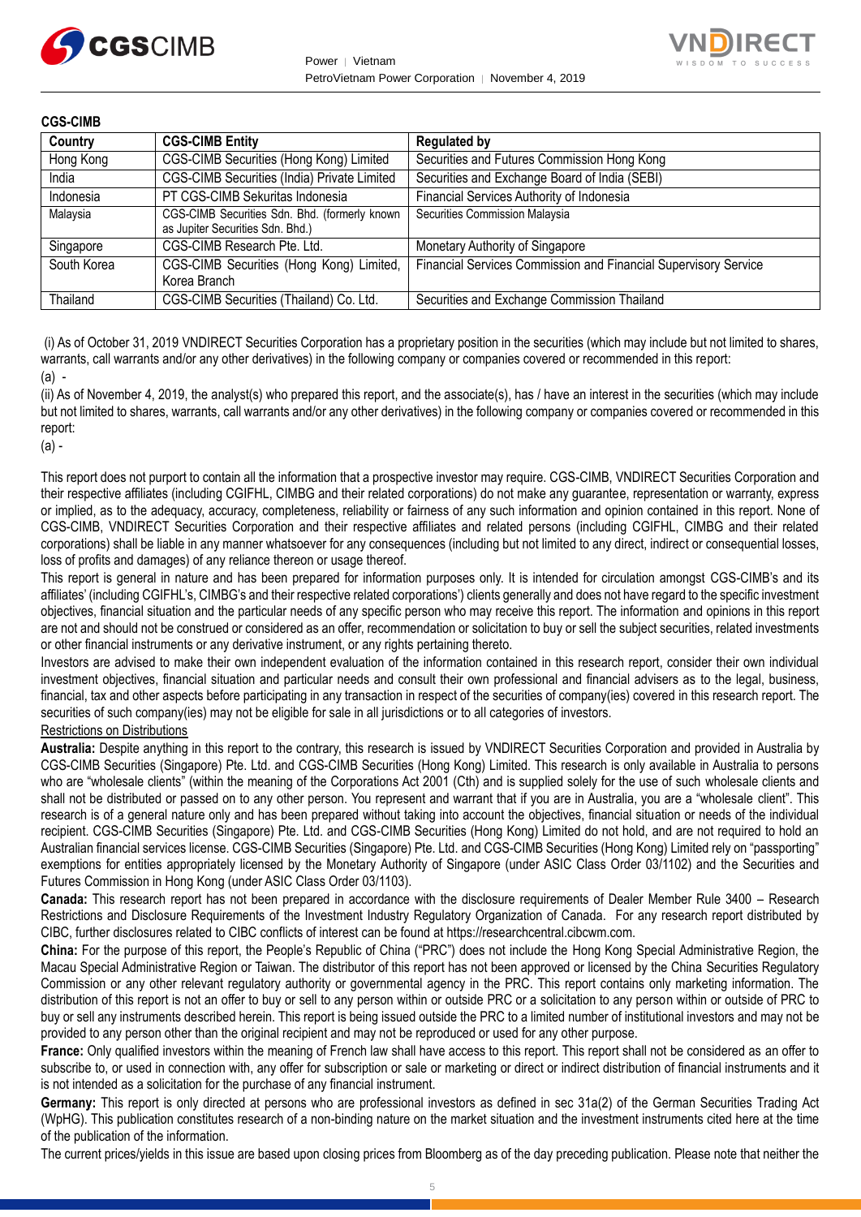**CGS-CIMB**

| Country | CGS-CIMB Entity | Regulated by |
|---|---|---|
| Hong Kong | CGS-CIMB Securities (Hong Kong) Limited | Securities and Futures Commission Hong Kong |
| India | CGS-CIMB Securities (India) Private Limited | Securities and Exchange Board of India (SEBI) |
| Indonesia | PT CGS-CIMB Sekuritas Indonesia | Financial Services Authority of Indonesia |
| Malaysia | CGS-CIMB Securities Sdn. Bhd. (formerly known as Jupiter Securities Sdn. Bhd.) | Securities Commission Malaysia |
| Singapore | CGS-CIMB Research Pte. Ltd. | Monetary Authority of Singapore |
| South Korea | CGS-CIMB Securities (Hong Kong) Limited, Korea Branch | Financial Services Commission and Financial Supervisory Service |
| Thailand | CGS-CIMB Securities (Thailand) Co. Ltd. | Securities and Exchange Commission Thailand |

(i) As of October 31, 2019 VNDIRECT Securities Corporation has a proprietary position in the securities (which may include but not limited to shares, warrants, call warrants and/or any other derivatives) in the following company or companies covered or recommended in this report:

(a) -

(ii) As of November 4, 2019, the analyst(s) who prepared this report, and the associate(s), has / have an interest in the securities (which may include but not limited to shares, warrants, call warrants and/or any other derivatives) in the following company or companies covered or recommended in this report:

(a) -

This report does not purport to contain all the information that a prospective investor may require. CGS-CIMB, VNDIRECT Securities Corporation and their respective affiliates (including CGIFHL, CIMBG and their related corporations) do not make any guarantee, representation or warranty, express or implied, as to the adequacy, accuracy, completeness, reliability or fairness of any such information and opinion contained in this report. None of CGS-CIMB, VNDIRECT Securities Corporation and their respective affiliates and related persons (including CGIFHL, CIMBG and their related corporations) shall be liable in any manner whatsoever for any consequences (including but not limited to any direct, indirect or consequential losses, loss of profits and damages) of any reliance thereon or usage thereof.

This report is general in nature and has been prepared for information purposes only. It is intended for circulation amongst CGS-CIMB's and its affiliates' (including CGIFHL's, CIMBG's and their respective related corporations') clients generally and does not have regard to the specific investment objectives, financial situation and the particular needs of any specific person who may receive this report. The information and opinions in this report are not and should not be construed or considered as an offer, recommendation or solicitation to buy or sell the subject securities, related investments or other financial instruments or any derivative instrument, or any rights pertaining thereto.

Investors are advised to make their own independent evaluation of the information contained in this research report, consider their own individual investment objectives, financial situation and particular needs and consult their own professional and financial advisers as to the legal, business, financial, tax and other aspects before participating in any transaction in respect of the securities of company(ies) covered in this research report. The securities of such company(ies) may not be eligible for sale in all jurisdictions or to all categories of investors.

Restrictions on Distributions

**Australia:** Despite anything in this report to the contrary, this research is issued by VNDIRECT Securities Corporation and provided in Australia by CGS-CIMB Securities (Singapore) Pte. Ltd. and CGS-CIMB Securities (Hong Kong) Limited. This research is only available in Australia to persons who are "wholesale clients" (within the meaning of the Corporations Act 2001 (Cth) and is supplied solely for the use of such wholesale clients and shall not be distributed or passed on to any other person. You represent and warrant that if you are in Australia, you are a "wholesale client". This research is of a general nature only and has been prepared without taking into account the objectives, financial situation or needs of the individual recipient. CGS-CIMB Securities (Singapore) Pte. Ltd. and CGS-CIMB Securities (Hong Kong) Limited do not hold, and are not required to hold an Australian financial services license. CGS-CIMB Securities (Singapore) Pte. Ltd. and CGS-CIMB Securities (Hong Kong) Limited rely on "passporting" exemptions for entities appropriately licensed by the Monetary Authority of Singapore (under ASIC Class Order 03/1102) and the Securities and Futures Commission in Hong Kong (under ASIC Class Order 03/1103).

**Canada:** This research report has not been prepared in accordance with the disclosure requirements of Dealer Member Rule 3400 – Research Restrictions and Disclosure Requirements of the Investment Industry Regulatory Organization of Canada. For any research report distributed by CIBC, further disclosures related to CIBC conflicts of interest can be found at https://researchcentral.cibcwm.com.

**China:** For the purpose of this report, the People's Republic of China ("PRC") does not include the Hong Kong Special Administrative Region, the Macau Special Administrative Region or Taiwan. The distributor of this report has not been approved or licensed by the China Securities Regulatory Commission or any other relevant regulatory authority or governmental agency in the PRC. This report contains only marketing information. The distribution of this report is not an offer to buy or sell to any person within or outside PRC or a solicitation to any person within or outside of PRC to buy or sell any instruments described herein. This report is being issued outside the PRC to a limited number of institutional investors and may not be provided to any person other than the original recipient and may not be reproduced or used for any other purpose.

**France:** Only qualified investors within the meaning of French law shall have access to this report. This report shall not be considered as an offer to subscribe to, or used in connection with, any offer for subscription or sale or marketing or direct or indirect distribution of financial instruments and it is not intended as a solicitation for the purchase of any financial instrument.

**Germany:** This report is only directed at persons who are professional investors as defined in sec 31a(2) of the German Securities Trading Act (WpHG). This publication constitutes research of a non-binding nature on the market situation and the investment instruments cited here at the time of the publication of the information.

The current prices/yields in this issue are based upon closing prices from Bloomberg as of the day preceding publication. Please note that neither the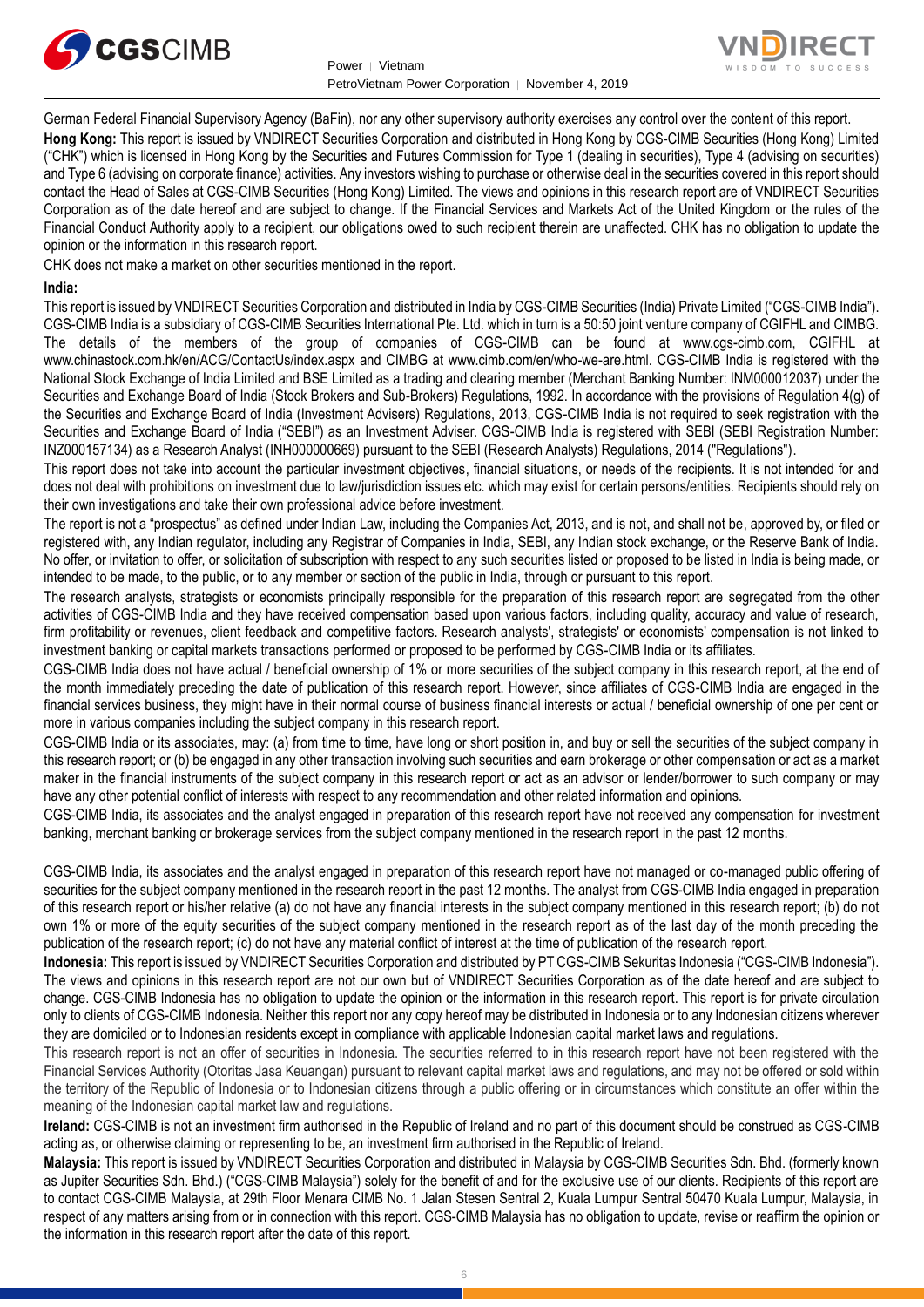German Federal Financial Supervisory Agency (BaFin), nor any other supervisory authority exercises any control over the content of this report.

**Hong Kong:** This report is issued by VNDIRECT Securities Corporation and distributed in Hong Kong by CGS-CIMB Securities (Hong Kong) Limited ("CHK") which is licensed in Hong Kong by the Securities and Futures Commission for Type 1 (dealing in securities), Type 4 (advising on securities) and Type 6 (advising on corporate finance) activities. Any investors wishing to purchase or otherwise deal in the securities covered in this report should contact the Head of Sales at CGS-CIMB Securities (Hong Kong) Limited. The views and opinions in this research report are of VNDIRECT Securities Corporation as of the date hereof and are subject to change. If the Financial Services and Markets Act of the United Kingdom or the rules of the Financial Conduct Authority apply to a recipient, our obligations owed to such recipient therein are unaffected. CHK has no obligation to update the opinion or the information in this research report.

CHK does not make a market on other securities mentioned in the report.

**India:**

This report is issued by VNDIRECT Securities Corporation and distributed in India by CGS-CIMB Securities (India) Private Limited ("CGS-CIMB India"). CGS-CIMB India is a subsidiary of CGS-CIMB Securities International Pte. Ltd. which in turn is a 50:50 joint venture company of CGIFHL and CIMBG. The details of the members of the group of companies of CGS-CIMB can be found at www.cgs-cimb.com, CGIFHL at www.chinastock.com.hk/en/ACG/ContactUs/index.aspx and CIMBG at www.cimb.com/en/who-we-are.html. CGS-CIMB India is registered with the National Stock Exchange of India Limited and BSE Limited as a trading and clearing member (Merchant Banking Number: INM000012037) under the Securities and Exchange Board of India (Stock Brokers and Sub-Brokers) Regulations, 1992. In accordance with the provisions of Regulation 4(g) of the Securities and Exchange Board of India (Investment Advisers) Regulations, 2013, CGS-CIMB India is not required to seek registration with the Securities and Exchange Board of India ("SEBI") as an Investment Adviser. CGS-CIMB India is registered with SEBI (SEBI Registration Number: INZ000157134) as a Research Analyst (INH000000669) pursuant to the SEBI (Research Analysts) Regulations, 2014 ("Regulations").

This report does not take into account the particular investment objectives, financial situations, or needs of the recipients. It is not intended for and does not deal with prohibitions on investment due to law/jurisdiction issues etc. which may exist for certain persons/entities. Recipients should rely on their own investigations and take their own professional advice before investment.

The report is not a "prospectus" as defined under Indian Law, including the Companies Act, 2013, and is not, and shall not be, approved by, or filed or registered with, any Indian regulator, including any Registrar of Companies in India, SEBI, any Indian stock exchange, or the Reserve Bank of India. No offer, or invitation to offer, or solicitation of subscription with respect to any such securities listed or proposed to be listed in India is being made, or intended to be made, to the public, or to any member or section of the public in India, through or pursuant to this report.

The research analysts, strategists or economists principally responsible for the preparation of this research report are segregated from the other activities of CGS-CIMB India and they have received compensation based upon various factors, including quality, accuracy and value of research, firm profitability or revenues, client feedback and competitive factors. Research analysts', strategists' or economists' compensation is not linked to investment banking or capital markets transactions performed or proposed to be performed by CGS-CIMB India or its affiliates.

CGS-CIMB India does not have actual / beneficial ownership of 1% or more securities of the subject company in this research report, at the end of the month immediately preceding the date of publication of this research report. However, since affiliates of CGS-CIMB India are engaged in the financial services business, they might have in their normal course of business financial interests or actual / beneficial ownership of one per cent or more in various companies including the subject company in this research report.

CGS-CIMB India or its associates, may: (a) from time to time, have long or short position in, and buy or sell the securities of the subject company in this research report; or (b) be engaged in any other transaction involving such securities and earn brokerage or other compensation or act as a market maker in the financial instruments of the subject company in this research report or act as an advisor or lender/borrower to such company or may have any other potential conflict of interests with respect to any recommendation and other related information and opinions.

CGS-CIMB India, its associates and the analyst engaged in preparation of this research report have not received any compensation for investment banking, merchant banking or brokerage services from the subject company mentioned in the research report in the past 12 months.

CGS-CIMB India, its associates and the analyst engaged in preparation of this research report have not managed or co-managed public offering of securities for the subject company mentioned in the research report in the past 12 months. The analyst from CGS-CIMB India engaged in preparation of this research report or his/her relative (a) do not have any financial interests in the subject company mentioned in this research report; (b) do not own 1% or more of the equity securities of the subject company mentioned in the research report as of the last day of the month preceding the publication of the research report; (c) do not have any material conflict of interest at the time of publication of the research report.

**Indonesia:** This report is issued by VNDIRECT Securities Corporation and distributed by PT CGS-CIMB Sekuritas Indonesia ("CGS-CIMB Indonesia"). The views and opinions in this research report are not our own but of VNDIRECT Securities Corporation as of the date hereof and are subject to change. CGS-CIMB Indonesia has no obligation to update the opinion or the information in this research report. This report is for private circulation only to clients of CGS-CIMB Indonesia. Neither this report nor any copy hereof may be distributed in Indonesia or to any Indonesian citizens wherever they are domiciled or to Indonesian residents except in compliance with applicable Indonesian capital market laws and regulations.

This research report is not an offer of securities in Indonesia. The securities referred to in this research report have not been registered with the Financial Services Authority (Otoritas Jasa Keuangan) pursuant to relevant capital market laws and regulations, and may not be offered or sold within the territory of the Republic of Indonesia or to Indonesian citizens through a public offering or in circumstances which constitute an offer within the meaning of the Indonesian capital market law and regulations.

**Ireland:** CGS-CIMB is not an investment firm authorised in the Republic of Ireland and no part of this document should be construed as CGS-CIMB acting as, or otherwise claiming or representing to be, an investment firm authorised in the Republic of Ireland.

**Malaysia:** This report is issued by VNDIRECT Securities Corporation and distributed in Malaysia by CGS-CIMB Securities Sdn. Bhd. (formerly known as Jupiter Securities Sdn. Bhd.) ("CGS-CIMB Malaysia") solely for the benefit of and for the exclusive use of our clients. Recipients of this report are to contact CGS-CIMB Malaysia, at 29th Floor Menara CIMB No. 1 Jalan Stesen Sentral 2, Kuala Lumpur Sentral 50470 Kuala Lumpur, Malaysia, in respect of any matters arising from or in connection with this report. CGS-CIMB Malaysia has no obligation to update, revise or reaffirm the opinion or the information in this research report after the date of this report.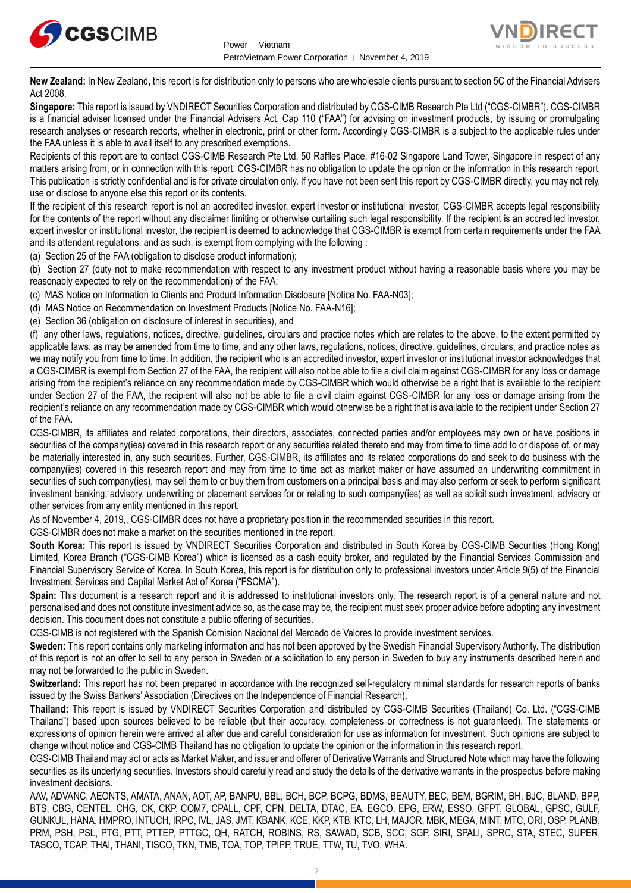**New Zealand:** In New Zealand, this report is for distribution only to persons who are wholesale clients pursuant to section 5C of the Financial Advisers Act 2008.

**Singapore:** This report is issued by VNDIRECT Securities Corporation and distributed by CGS-CIMB Research Pte Ltd ("CGS-CIMBR"). CGS-CIMBR is a financial adviser licensed under the Financial Advisers Act, Cap 110 ("FAA") for advising on investment products, by issuing or promulgating research analyses or research reports, whether in electronic, print or other form. Accordingly CGS-CIMBR is a subject to the applicable rules under the FAA unless it is able to avail itself to any prescribed exemptions.

Recipients of this report are to contact CGS-CIMB Research Pte Ltd, 50 Raffles Place, #16-02 Singapore Land Tower, Singapore in respect of any matters arising from, or in connection with this report. CGS-CIMBR has no obligation to update the opinion or the information in this research report. This publication is strictly confidential and is for private circulation only. If you have not been sent this report by CGS-CIMBR directly, you may not rely, use or disclose to anyone else this report or its contents.

If the recipient of this research report is not an accredited investor, expert investor or institutional investor, CGS-CIMBR accepts legal responsibility for the contents of the report without any disclaimer limiting or otherwise curtailing such legal responsibility. If the recipient is an accredited investor, expert investor or institutional investor, the recipient is deemed to acknowledge that CGS-CIMBR is exempt from certain requirements under the FAA and its attendant regulations, and as such, is exempt from complying with the following :

(a) Section 25 of the FAA (obligation to disclose product information);

(b) Section 27 (duty not to make recommendation with respect to any investment product without having a reasonable basis where you may be reasonably expected to rely on the recommendation) of the FAA;

(c) MAS Notice on Information to Clients and Product Information Disclosure [Notice No. FAA-N03];

(d) MAS Notice on Recommendation on Investment Products [Notice No. FAA-N16];

(e) Section 36 (obligation on disclosure of interest in securities), and

(f) any other laws, regulations, notices, directive, guidelines, circulars and practice notes which are relates to the above, to the extent permitted by applicable laws, as may be amended from time to time, and any other laws, regulations, notices, directive, guidelines, circulars, and practice notes as we may notify you from time to time. In addition, the recipient who is an accredited investor, expert investor or institutional investor acknowledges that a CGS-CIMBR is exempt from Section 27 of the FAA, the recipient will also not be able to file a civil claim against CGS-CIMBR for any loss or damage arising from the recipient's reliance on any recommendation made by CGS-CIMBR which would otherwise be a right that is available to the recipient under Section 27 of the FAA, the recipient will also not be able to file a civil claim against CGS-CIMBR for any loss or damage arising from the recipient's reliance on any recommendation made by CGS-CIMBR which would otherwise be a right that is available to the recipient under Section 27 of the FAA.

CGS-CIMBR, its affiliates and related corporations, their directors, associates, connected parties and/or employees may own or have positions in securities of the company(ies) covered in this research report or any securities related thereto and may from time to time add to or dispose of, or may be materially interested in, any such securities. Further, CGS-CIMBR, its affiliates and its related corporations do and seek to do business with the company(ies) covered in this research report and may from time to time act as market maker or have assumed an underwriting commitment in securities of such company(ies), may sell them to or buy them from customers on a principal basis and may also perform or seek to perform significant investment banking, advisory, underwriting or placement services for or relating to such company(ies) as well as solicit such investment, advisory or other services from any entity mentioned in this report.

As of November 4, 2019,, CGS-CIMBR does not have a proprietary position in the recommended securities in this report.

CGS-CIMBR does not make a market on the securities mentioned in the report.

**South Korea:** This report is issued by VNDIRECT Securities Corporation and distributed in South Korea by CGS-CIMB Securities (Hong Kong) Limited, Korea Branch ("CGS-CIMB Korea") which is licensed as a cash equity broker, and regulated by the Financial Services Commission and Financial Supervisory Service of Korea. In South Korea, this report is for distribution only to professional investors under Article 9(5) of the Financial Investment Services and Capital Market Act of Korea ("FSCMA").

**Spain:** This document is a research report and it is addressed to institutional investors only. The research report is of a general nature and not personalised and does not constitute investment advice so, as the case may be, the recipient must seek proper advice before adopting any investment decision. This document does not constitute a public offering of securities.

CGS-CIMB is not registered with the Spanish Comision Nacional del Mercado de Valores to provide investment services.

**Sweden:** This report contains only marketing information and has not been approved by the Swedish Financial Supervisory Authority. The distribution of this report is not an offer to sell to any person in Sweden or a solicitation to any person in Sweden to buy any instruments described herein and may not be forwarded to the public in Sweden.

**Switzerland:** This report has not been prepared in accordance with the recognized self-regulatory minimal standards for research reports of banks issued by the Swiss Bankers' Association (Directives on the Independence of Financial Research).

**Thailand:** This report is issued by VNDIRECT Securities Corporation and distributed by CGS-CIMB Securities (Thailand) Co. Ltd. ("CGS-CIMB Thailand") based upon sources believed to be reliable (but their accuracy, completeness or correctness is not guaranteed). The statements or expressions of opinion herein were arrived at after due and careful consideration for use as information for investment. Such opinions are subject to change without notice and CGS-CIMB Thailand has no obligation to update the opinion or the information in this research report.

CGS-CIMB Thailand may act or acts as Market Maker, and issuer and offerer of Derivative Warrants and Structured Note which may have the following securities as its underlying securities. Investors should carefully read and study the details of the derivative warrants in the prospectus before making investment decisions.

AAV, ADVANC, AEONTS, AMATA, ANAN, AOT, AP, BANPU, BBL, BCH, BCP, BCPG, BDMS, BEAUTY, BEC, BEM, BGRIM, BH, BJC, BLAND, BPP, BTS, CBG, CENTEL, CHG, CK, CKP, COM7, CPALL, CPF, CPN, DELTA, DTAC, EA, EGCO, EPG, ERW, ESSO, GFPT, GLOBAL, GPSC, GULF, GUNKUL, HANA, HMPRO, INTUCH, IRPC, IVL, JAS, JMT, KBANK, KCE, KKP, KTB, KTC, LH, MAJOR, MBK, MEGA, MINT, MTC, ORI, OSP, PLANB, PRM, PSH, PSL, PTG, PTT, PTTEP, PTTGC, QH, RATCH, ROBINS, RS, SAWAD, SCB, SCC, SGP, SIRI, SPALI, SPRC, STA, STEC, SUPER, TASCO, TCAP, THAI, THANI, TISCO, TKN, TMB, TOA, TOP, TPIPP, TRUE, TTW, TU, TVO, WHA.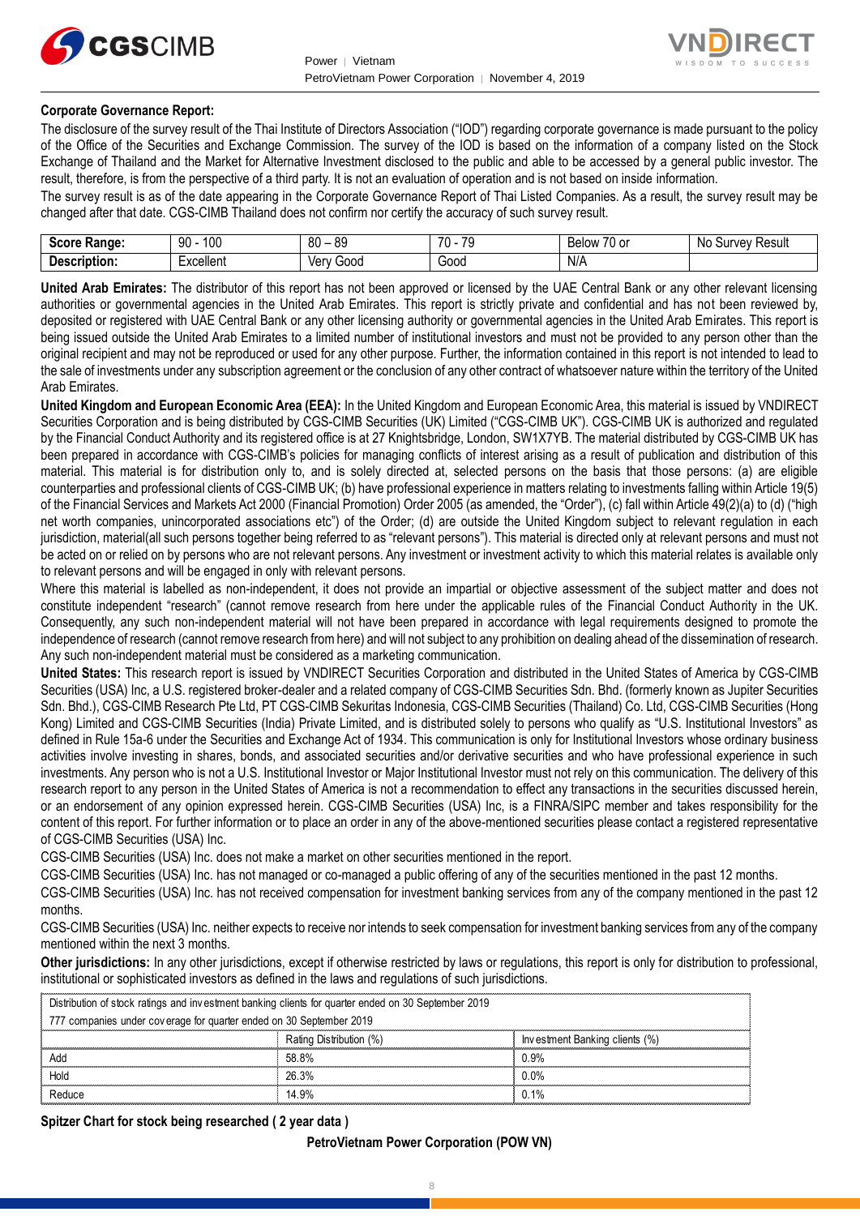**Corporate Governance Report:**

The disclosure of the survey result of the Thai Institute of Directors Association ("IOD") regarding corporate governance is made pursuant to the policy of the Office of the Securities and Exchange Commission. The survey of the IOD is based on the information of a company listed on the Stock Exchange of Thailand and the Market for Alternative Investment disclosed to the public and able to be accessed by a general public investor. The result, therefore, is from the perspective of a third party. It is not an evaluation of operation and is not based on inside information.

The survey result is as of the date appearing in the Corporate Governance Report of Thai Listed Companies. As a result, the survey result may be changed after that date. CGS-CIMB Thailand does not confirm nor certify the accuracy of such survey result.

| **Score Range:** | 90 - 100 | 80 – 89 | 70 - 79 | Below 70 or | No Survey Result |
|---|---|---|---|---|---|
| **Description:** | Excellent | Very Good | Good | N/A | |

**United Arab Emirates:** The distributor of this report has not been approved or licensed by the UAE Central Bank or any other relevant licensing authorities or governmental agencies in the United Arab Emirates. This report is strictly private and confidential and has not been reviewed by, deposited or registered with UAE Central Bank or any other licensing authority or governmental agencies in the United Arab Emirates. This report is being issued outside the United Arab Emirates to a limited number of institutional investors and must not be provided to any person other than the original recipient and may not be reproduced or used for any other purpose. Further, the information contained in this report is not intended to lead to the sale of investments under any subscription agreement or the conclusion of any other contract of whatsoever nature within the territory of the United Arab Emirates.

**United Kingdom and European Economic Area (EEA):** In the United Kingdom and European Economic Area, this material is issued by VNDIRECT Securities Corporation and is being distributed by CGS-CIMB Securities (UK) Limited ("CGS-CIMB UK"). CGS-CIMB UK is authorized and regulated by the Financial Conduct Authority and its registered office is at 27 Knightsbridge, London, SW1X7YB. The material distributed by CGS-CIMB UK has been prepared in accordance with CGS-CIMB's policies for managing conflicts of interest arising as a result of publication and distribution of this material. This material is for distribution only to, and is solely directed at, selected persons on the basis that those persons: (a) are eligible counterparties and professional clients of CGS-CIMB UK; (b) have professional experience in matters relating to investments falling within Article 19(5) of the Financial Services and Markets Act 2000 (Financial Promotion) Order 2005 (as amended, the "Order"), (c) fall within Article 49(2)(a) to (d) ("high net worth companies, unincorporated associations etc") of the Order; (d) are outside the United Kingdom subject to relevant regulation in each jurisdiction, material(all such persons together being referred to as "relevant persons"). This material is directed only at relevant persons and must not be acted on or relied on by persons who are not relevant persons. Any investment or investment activity to which this material relates is available only to relevant persons and will be engaged in only with relevant persons.

Where this material is labelled as non-independent, it does not provide an impartial or objective assessment of the subject matter and does not constitute independent "research" (cannot remove research from here under the applicable rules of the Financial Conduct Authority in the UK. Consequently, any such non-independent material will not have been prepared in accordance with legal requirements designed to promote the independence of research (cannot remove research from here) and will not subject to any prohibition on dealing ahead of the dissemination of research. Any such non-independent material must be considered as a marketing communication.

**United States:** This research report is issued by VNDIRECT Securities Corporation and distributed in the United States of America by CGS-CIMB Securities (USA) Inc, a U.S. registered broker-dealer and a related company of CGS-CIMB Securities Sdn. Bhd. (formerly known as Jupiter Securities Sdn. Bhd.), CGS-CIMB Research Pte Ltd, PT CGS-CIMB Sekuritas Indonesia, CGS-CIMB Securities (Thailand) Co. Ltd, CGS-CIMB Securities (Hong Kong) Limited and CGS-CIMB Securities (India) Private Limited, and is distributed solely to persons who qualify as "U.S. Institutional Investors" as defined in Rule 15a-6 under the Securities and Exchange Act of 1934. This communication is only for Institutional Investors whose ordinary business activities involve investing in shares, bonds, and associated securities and/or derivative securities and who have professional experience in such investments. Any person who is not a U.S. Institutional Investor or Major Institutional Investor must not rely on this communication. The delivery of this research report to any person in the United States of America is not a recommendation to effect any transactions in the securities discussed herein, or an endorsement of any opinion expressed herein. CGS-CIMB Securities (USA) Inc, is a FINRA/SIPC member and takes responsibility for the content of this report. For further information or to place an order in any of the above-mentioned securities please contact a registered representative of CGS-CIMB Securities (USA) Inc.

CGS-CIMB Securities (USA) Inc. does not make a market on other securities mentioned in the report.

CGS-CIMB Securities (USA) Inc. has not managed or co-managed a public offering of any of the securities mentioned in the past 12 months.

CGS-CIMB Securities (USA) Inc. has not received compensation for investment banking services from any of the company mentioned in the past 12 months.

CGS-CIMB Securities (USA) Inc. neither expects to receive nor intends to seek compensation for investment banking services from any of the company mentioned within the next 3 months.

**Other jurisdictions:** In any other jurisdictions, except if otherwise restricted by laws or regulations, this report is only for distribution to professional, institutional or sophisticated investors as defined in the laws and regulations of such jurisdictions.

Distribution of stock ratings and investment banking clients for quarter ended on 30 September 2019

777 companies under coverage for quarter ended on 30 September 2019

| | Rating Distribution (%) | Investment Banking clients (%) |
|---|---|---|
| Add | 58.8% | 0.9% |
| Hold | 26.3% | 0.0% |
| Reduce | 14.9% | 0.1% |

**Spitzer Chart for stock being researched ( 2 year data )**

**PetroVietnam Power Corporation (POW VN)**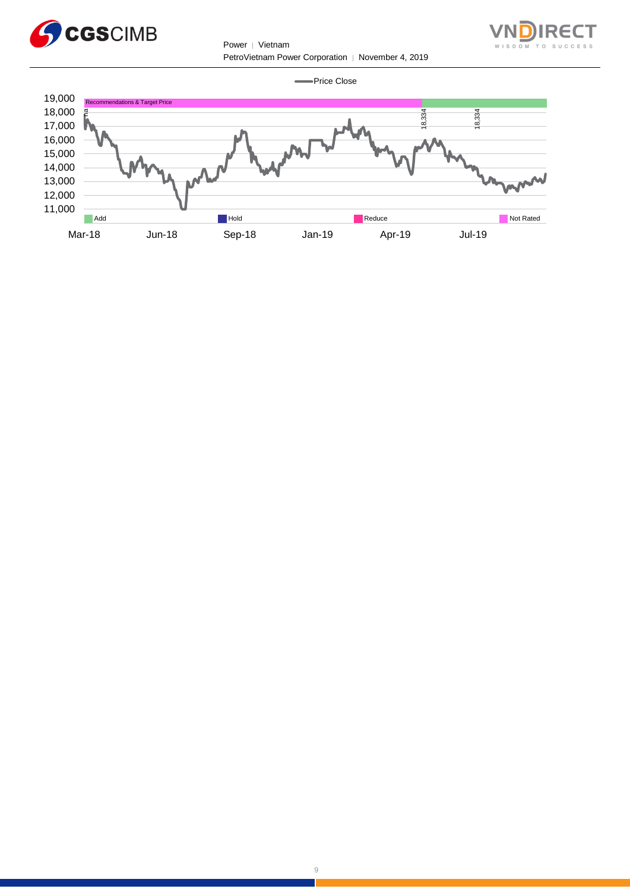Price Close

| | |
|---|---|
| 19,000 | Recommendations & Target Price |
| 18,000 | na, 18,334, 18,334 |
| 17,000 | |
| 16,000 | |
| 15,000 | |
| 14,000 | |
| 13,000 | |
| 12,000 | |
| 11,000 | |

Add | Hold | Reduce | Not Rated

Mar-18 | Jun-18 | Sep-18 | Jan-19 | Apr-19 | Jul-19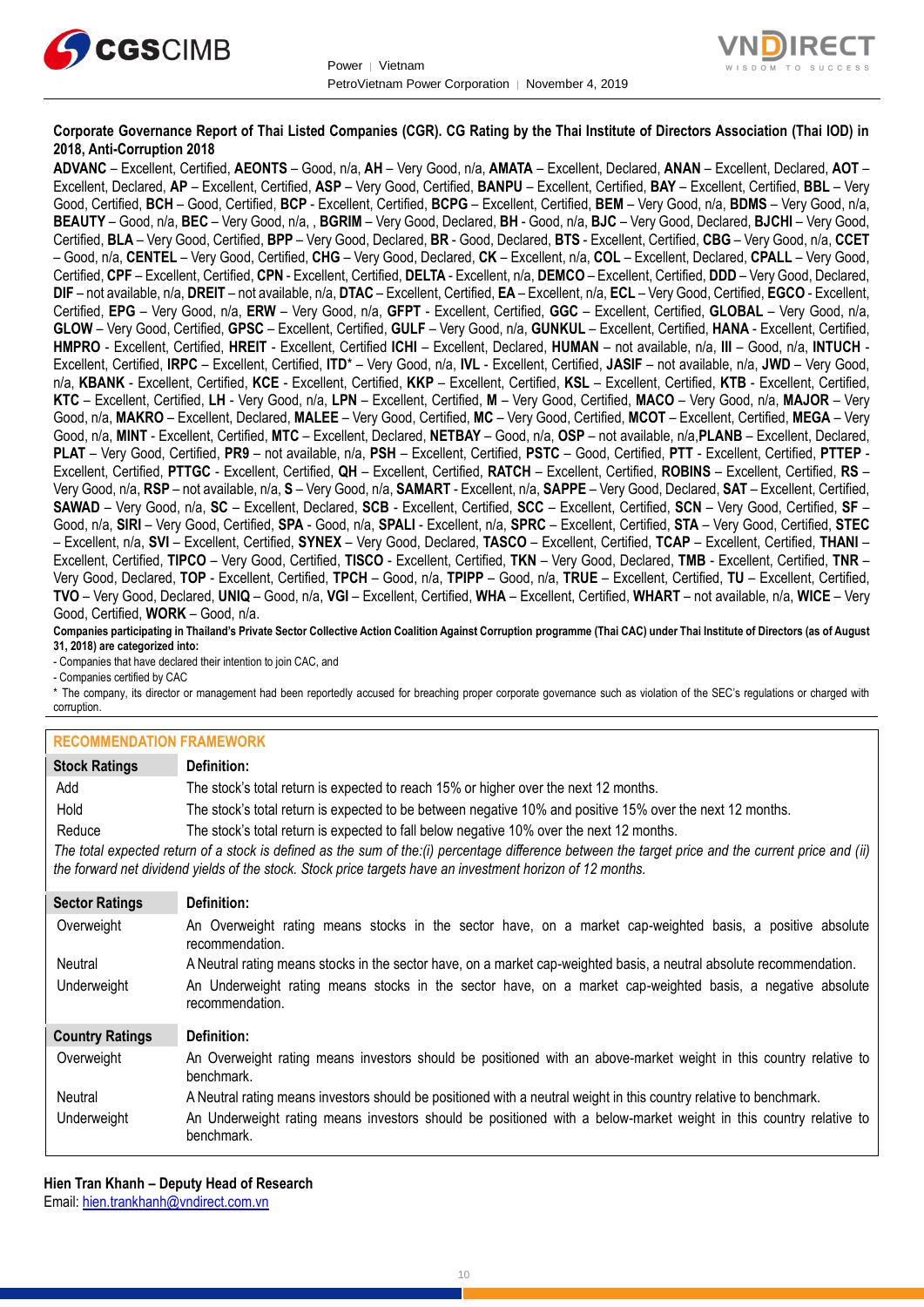**Corporate Governance Report of Thai Listed Companies (CGR). CG Rating by the Thai Institute of Directors Association (Thai IOD) in 2018, Anti-Corruption 2018**

**ADVANC** – Excellent, Certified, **AEONTS** – Good, n/a, **AH** – Very Good, n/a, **AMATA** – Excellent, Declared, **ANAN** – Excellent, Declared, **AOT** – Excellent, Declared, **AP** – Excellent, Certified, **ASP** – Very Good, Certified, **BANPU** – Excellent, Certified, **BAY** – Excellent, Certified, **BBL** – Very Good, Certified, **BCH** – Good, Certified, **BCP** - Excellent, Certified, **BCPG** – Excellent, Certified, **BEM** – Very Good, n/a, **BDMS** – Very Good, n/a, **BEAUTY** – Good, n/a, **BEC** – Very Good, n/a, , **BGRIM** – Very Good, Declared, **BH** - Good, n/a, **BJC** – Very Good, Declared, **BJCHI** – Very Good, Certified, **BLA** – Very Good, Certified, **BPP** – Very Good, Declared, **BR** - Good, Declared, **BTS** - Excellent, Certified, **CBG** – Very Good, n/a, **CCET** – Good, n/a, **CENTEL** – Very Good, Certified, **CHG** – Very Good, Declared, **CK** – Excellent, n/a, **COL** – Excellent, Declared, **CPALL** – Very Good, Certified, **CPF** – Excellent, Certified, **CPN** - Excellent, Certified, **DELTA** - Excellent, n/a, **DEMCO** – Excellent, Certified, **DDD** – Very Good, Declared, **DIF** – not available, n/a, **DREIT** – not available, n/a, **DTAC** – Excellent, Certified, **EA** – Excellent, n/a, **ECL** – Very Good, Certified, **EGCO** - Excellent, Certified, **EPG** – Very Good, n/a, **ERW** – Very Good, n/a, **GFPT** - Excellent, Certified, **GGC** – Excellent, Certified, **GLOBAL** – Very Good, n/a, **GLOW** – Very Good, Certified, **GPSC** – Excellent, Certified, **GULF** – Very Good, n/a, **GUNKUL** – Excellent, Certified, **HANA** - Excellent, Certified, **HMPRO** - Excellent, Certified, **HREIT** - Excellent, Certified **ICHI** – Excellent, Declared, **HUMAN** – not available, n/a, **III** – Good, n/a, **INTUCH** - Excellent, Certified, **IRPC** – Excellent, Certified, **ITD**\* – Very Good, n/a, **IVL** - Excellent, Certified, **JASIF** – not available, n/a, **JWD** – Very Good, n/a, **KBANK** - Excellent, Certified, **KCE** - Excellent, Certified, **KKP** – Excellent, Certified, **KSL** – Excellent, Certified, **KTB** - Excellent, Certified, **KTC** – Excellent, Certified, **LH** - Very Good, n/a, **LPN** – Excellent, Certified, **M** – Very Good, Certified, **MACO** – Very Good, n/a, **MAJOR** – Very Good, n/a, **MAKRO** – Excellent, Declared, **MALEE** – Very Good, Certified, **MC** – Very Good, Certified, **MCOT** – Excellent, Certified, **MEGA** – Very Good, n/a, **MINT** - Excellent, Certified, **MTC** – Excellent, Declared, **NETBAY** – Good, n/a, **OSP** – not available, n/a,**PLANB** – Excellent, Declared, **PLAT** – Very Good, Certified, **PR9** – not available, n/a, **PSH** – Excellent, Certified, **PSTC** – Good, Certified, **PTT** - Excellent, Certified, **PTTEP** - Excellent, Certified, **PTTGC** - Excellent, Certified, **QH** – Excellent, Certified, **RATCH** – Excellent, Certified, **ROBINS** – Excellent, Certified, **RS** – Very Good, n/a, **RSP** – not available, n/a, **S** – Very Good, n/a, **SAMART** - Excellent, n/a, **SAPPE** – Very Good, Declared, **SAT** – Excellent, Certified, **SAWAD** – Very Good, n/a, **SC** – Excellent, Declared, **SCB** - Excellent, Certified, **SCC** – Excellent, Certified, **SCN** – Very Good, Certified, **SF** – Good, n/a, **SIRI** – Very Good, Certified, **SPA** - Good, n/a, **SPALI** - Excellent, n/a, **SPRC** – Excellent, Certified, **STA** – Very Good, Certified, **STEC** – Excellent, n/a, **SVI** – Excellent, Certified, **SYNEX** – Very Good, Declared, **TASCO** – Excellent, Certified, **TCAP** – Excellent, Certified, **THANI** – Excellent, Certified, **TIPCO** – Very Good, Certified, **TISCO** - Excellent, Certified, **TKN** – Very Good, Declared, **TMB** - Excellent, Certified, **TNR** – Very Good, Declared, **TOP** - Excellent, Certified, **TPCH** – Good, n/a, **TPIPP** – Good, n/a, **TRUE** – Excellent, Certified, **TU** – Excellent, Certified, **TVO** – Very Good, Declared, **UNIQ** – Good, n/a, **VGI** – Excellent, Certified, **WHA** – Excellent, Certified, **WHART** – not available, n/a, **WICE** – Very Good, Certified, **WORK** – Good, n/a.

**Companies participating in Thailand's Private Sector Collective Action Coalition Against Corruption programme (Thai CAC) under Thai Institute of Directors (as of August 31, 2018) are categorized into:**

- Companies that have declared their intention to join CAC, and
- Companies certified by CAC

\* The company, its director or management had been reportedly accused for breaching proper corporate governance such as violation of the SEC's regulations or charged with corruption.

## RECOMMENDATION FRAMEWORK

| Stock Ratings | Definition: |
|---|---|
| Add | The stock's total return is expected to reach 15% or higher over the next 12 months. |
| Hold | The stock's total return is expected to be between negative 10% and positive 15% over the next 12 months. |
| Reduce | The stock's total return is expected to fall below negative 10% over the next 12 months. |

*The total expected return of a stock is defined as the sum of the:(i) percentage difference between the target price and the current price and (ii) the forward net dividend yields of the stock. Stock price targets have an investment horizon of 12 months.*

| Sector Ratings | Definition: |
|---|---|
| Overweight | An Overweight rating means stocks in the sector have, on a market cap-weighted basis, a positive absolute recommendation. |
| Neutral | A Neutral rating means stocks in the sector have, on a market cap-weighted basis, a neutral absolute recommendation. |
| Underweight | An Underweight rating means stocks in the sector have, on a market cap-weighted basis, a negative absolute recommendation. |

| Country Ratings | Definition: |
|---|---|
| Overweight | An Overweight rating means investors should be positioned with an above-market weight in this country relative to benchmark. |
| Neutral | A Neutral rating means investors should be positioned with a neutral weight in this country relative to benchmark. |
| Underweight | An Underweight rating means investors should be positioned with a below-market weight in this country relative to benchmark. |

**Hien Tran Khanh – Deputy Head of Research**
Email: hien.trankhanh@vndirect.com.vn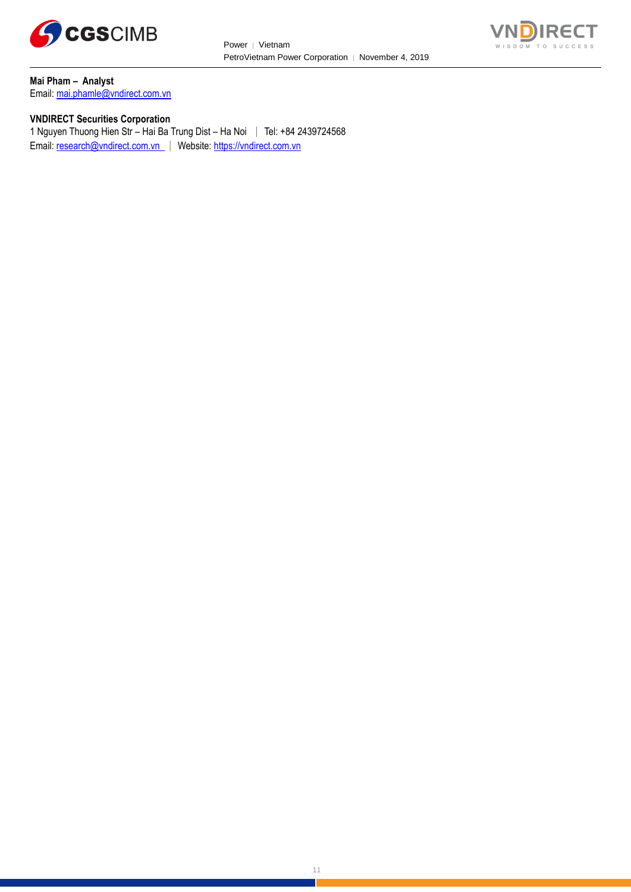**Mai Pham – Analyst**
Email: mai.phamle@vndirect.com.vn

**VNDIRECT Securities Corporation**
1 Nguyen Thuong Hien Str – Hai Ba Trung Dist – Ha Noi | Tel: +84 2439724568
Email: research@vndirect.com.vn | Website: https://vndirect.com.vn